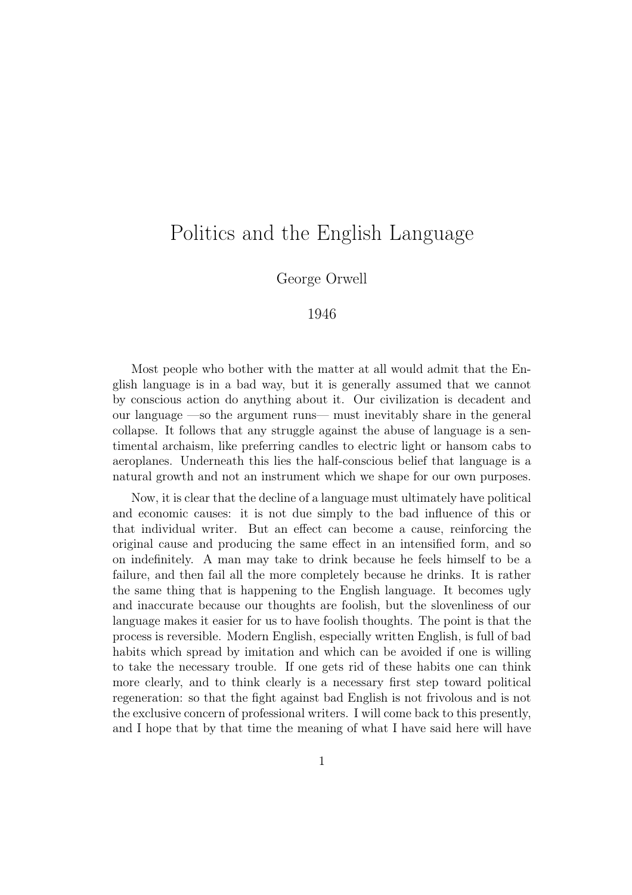# Politics and the English Language

George Orwell

1946

Most people who bother with the matter at all would admit that the English language is in a bad way, but it is generally assumed that we cannot by conscious action do anything about it. Our civilization is decadent and our language —so the argument runs— must inevitably share in the general collapse. It follows that any struggle against the abuse of language is a sentimental archaism, like preferring candles to electric light or hansom cabs to aeroplanes. Underneath this lies the half-conscious belief that language is a natural growth and not an instrument which we shape for our own purposes.

Now, it is clear that the decline of a language must ultimately have political and economic causes: it is not due simply to the bad influence of this or that individual writer. But an effect can become a cause, reinforcing the original cause and producing the same effect in an intensified form, and so on indefinitely. A man may take to drink because he feels himself to be a failure, and then fail all the more completely because he drinks. It is rather the same thing that is happening to the English language. It becomes ugly and inaccurate because our thoughts are foolish, but the slovenliness of our language makes it easier for us to have foolish thoughts. The point is that the process is reversible. Modern English, especially written English, is full of bad habits which spread by imitation and which can be avoided if one is willing to take the necessary trouble. If one gets rid of these habits one can think more clearly, and to think clearly is a necessary first step toward political regeneration: so that the fight against bad English is not frivolous and is not the exclusive concern of professional writers. I will come back to this presently, and I hope that by that time the meaning of what I have said here will have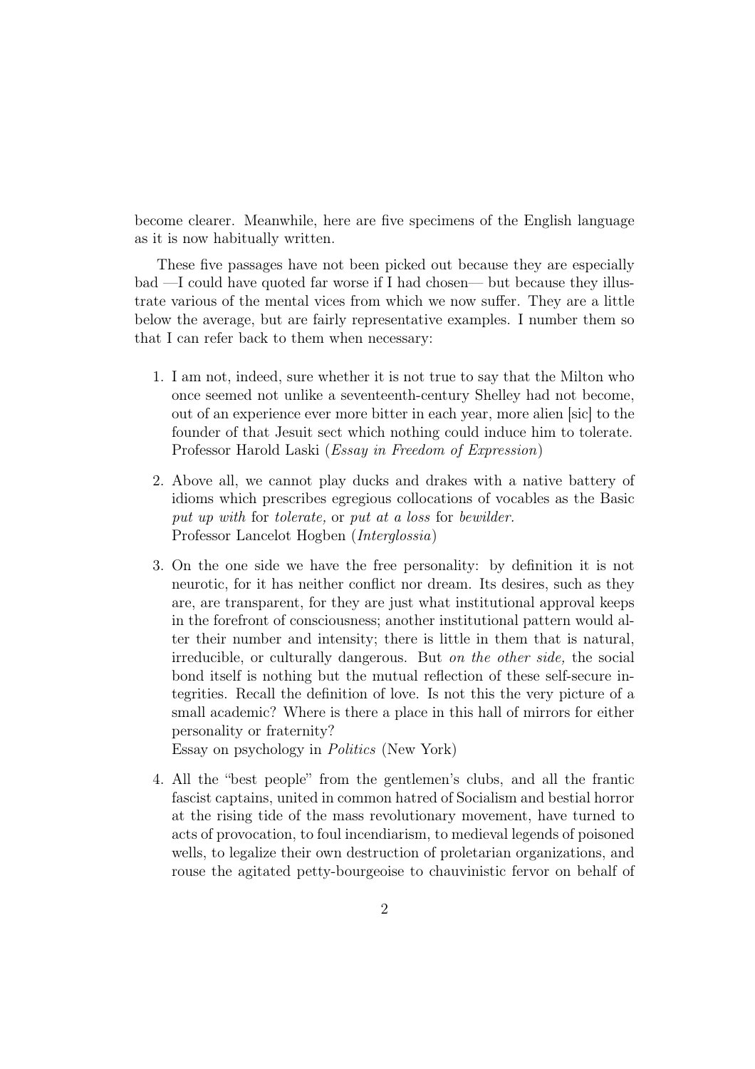become clearer. Meanwhile, here are five specimens of the English language as it is now habitually written.

These five passages have not been picked out because they are especially bad —I could have quoted far worse if I had chosen— but because they illustrate various of the mental vices from which we now suffer. They are a little below the average, but are fairly representative examples. I number them so that I can refer back to them when necessary:

1. I am not, indeed, sure whether it is not true to say that the Milton who once seemed not unlike a seventeenth-century Shelley had not become, out of an experience ever more bitter in each year, more alien [sic] to the founder of that Jesuit sect which nothing could induce him to tolerate.
   Professor Harold Laski (*Essay in Freedom of Expression*)

2. Above all, we cannot play ducks and drakes with a native battery of idioms which prescribes egregious collocations of vocables as the Basic *put up with* for *tolerate,* or *put at a loss* for *bewilder.*
   Professor Lancelot Hogben (*Interglossia*)

3. On the one side we have the free personality: by definition it is not neurotic, for it has neither conflict nor dream. Its desires, such as they are, are transparent, for they are just what institutional approval keeps in the forefront of consciousness; another institutional pattern would alter their number and intensity; there is little in them that is natural, irreducible, or culturally dangerous. But *on the other side,* the social bond itself is nothing but the mutual reflection of these self-secure integrities. Recall the definition of love. Is not this the very picture of a small academic? Where is there a place in this hall of mirrors for either personality or fraternity?
   Essay on psychology in *Politics* (New York)

4. All the "best people" from the gentlemen's clubs, and all the frantic fascist captains, united in common hatred of Socialism and bestial horror at the rising tide of the mass revolutionary movement, have turned to acts of provocation, to foul incendiarism, to medieval legends of poisoned wells, to legalize their own destruction of proletarian organizations, and rouse the agitated petty-bourgeoise to chauvinistic fervor on behalf of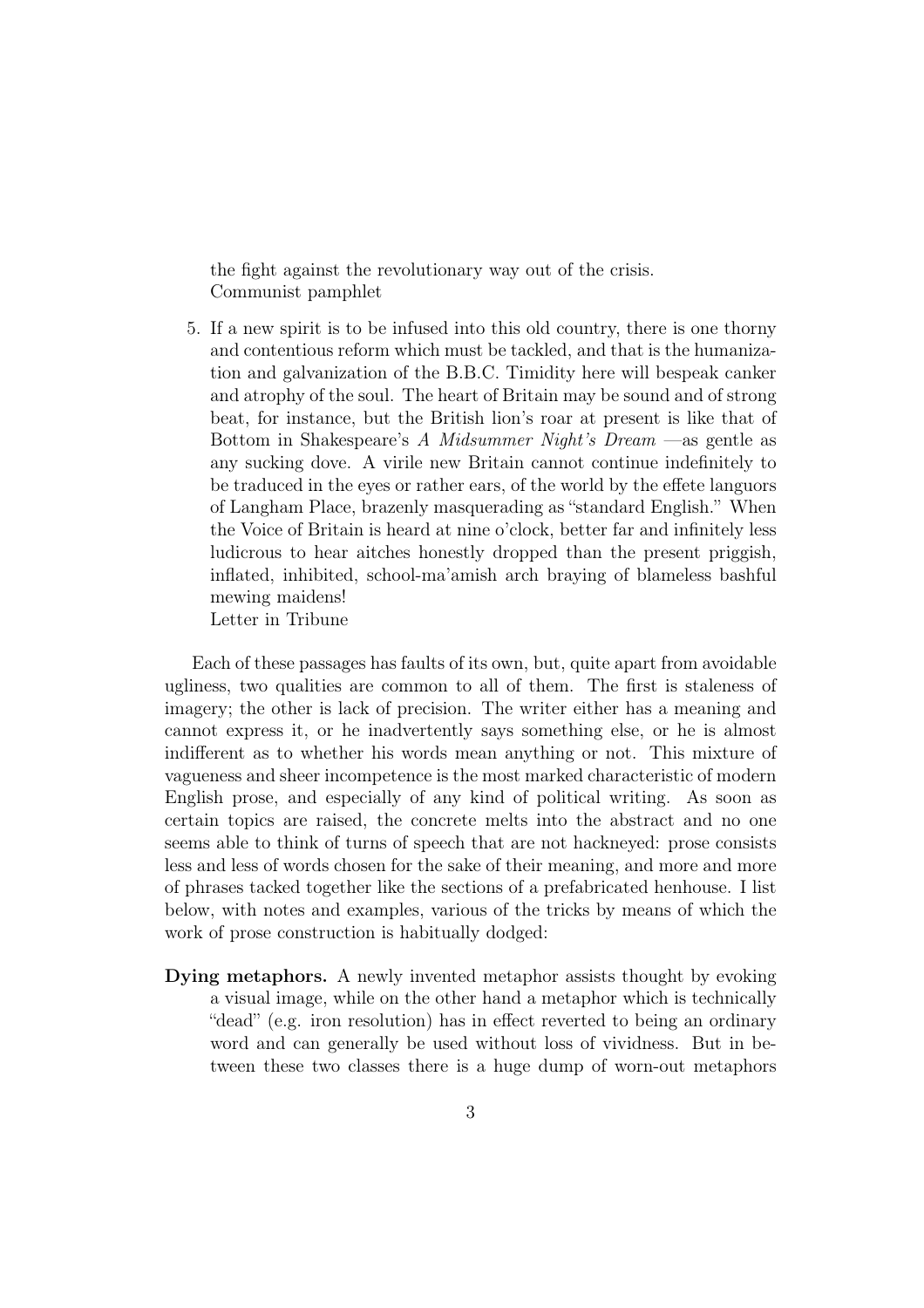the fight against the revolutionary way out of the crisis.
Communist pamphlet

5. If a new spirit is to be infused into this old country, there is one thorny and contentious reform which must be tackled, and that is the humanization and galvanization of the B.B.C. Timidity here will bespeak canker and atrophy of the soul. The heart of Britain may be sound and of strong beat, for instance, but the British lion's roar at present is like that of Bottom in Shakespeare's *A Midsummer Night's Dream* —as gentle as any sucking dove. A virile new Britain cannot continue indefinitely to be traduced in the eyes or rather ears, of the world by the effete languors of Langham Place, brazenly masquerading as "standard English." When the Voice of Britain is heard at nine o'clock, better far and infinitely less ludicrous to hear aitches honestly dropped than the present priggish, inflated, inhibited, school-ma'amish arch braying of blameless bashful mewing maidens!
Letter in Tribune

Each of these passages has faults of its own, but, quite apart from avoidable ugliness, two qualities are common to all of them. The first is staleness of imagery; the other is lack of precision. The writer either has a meaning and cannot express it, or he inadvertently says something else, or he is almost indifferent as to whether his words mean anything or not. This mixture of vagueness and sheer incompetence is the most marked characteristic of modern English prose, and especially of any kind of political writing. As soon as certain topics are raised, the concrete melts into the abstract and no one seems able to think of turns of speech that are not hackneyed: prose consists less and less of words chosen for the sake of their meaning, and more and more of phrases tacked together like the sections of a prefabricated henhouse. I list below, with notes and examples, various of the tricks by means of which the work of prose construction is habitually dodged:

**Dying metaphors.** A newly invented metaphor assists thought by evoking a visual image, while on the other hand a metaphor which is technically "dead" (e.g. iron resolution) has in effect reverted to being an ordinary word and can generally be used without loss of vividness. But in between these two classes there is a huge dump of worn-out metaphors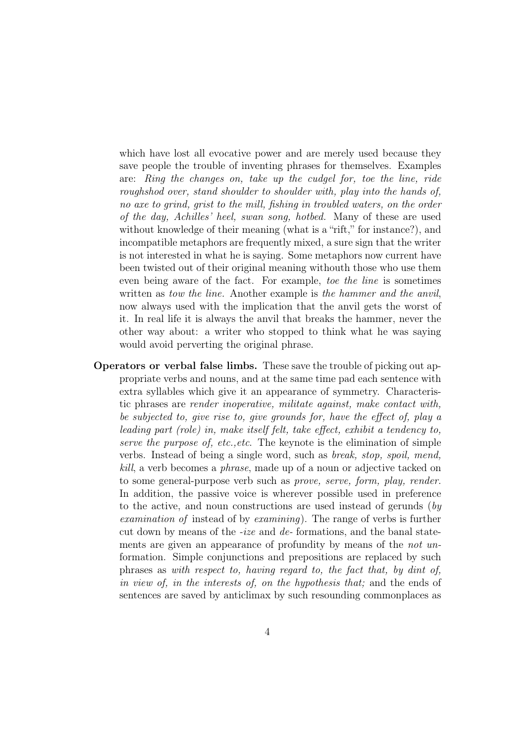which have lost all evocative power and are merely used because they save people the trouble of inventing phrases for themselves. Examples are: *Ring the changes on, take up the cudgel for, toe the line, ride roughshod over, stand shoulder to shoulder with, play into the hands of, no axe to grind, grist to the mill, fishing in troubled waters, on the order of the day, Achilles' heel, swan song, hotbed.* Many of these are used without knowledge of their meaning (what is a "rift," for instance?), and incompatible metaphors are frequently mixed, a sure sign that the writer is not interested in what he is saying. Some metaphors now current have been twisted out of their original meaning withouth those who use them even being aware of the fact. For example, *toe the line* is sometimes written as *tow the line*. Another example is *the hammer and the anvil*, now always used with the implication that the anvil gets the worst of it. In real life it is always the anvil that breaks the hammer, never the other way about: a writer who stopped to think what he was saying would avoid perverting the original phrase.

**Operators or verbal false limbs.** These save the trouble of picking out appropriate verbs and nouns, and at the same time pad each sentence with extra syllables which give it an appearance of symmetry. Characteristic phrases are *render inoperative, militate against, make contact with, be subjected to, give rise to, give grounds for, have the effect of, play a leading part (role) in, make itself felt, take effect, exhibit a tendency to, serve the purpose of, etc.,etc.* The keynote is the elimination of simple verbs. Instead of being a single word, such as *break, stop, spoil, mend, kill*, a verb becomes a *phrase*, made up of a noun or adjective tacked on to some general-purpose verb such as *prove, serve, form, play, render*. In addition, the passive voice is wherever possible used in preference to the active, and noun constructions are used instead of gerunds (*by examination of* instead of by *examining*). The range of verbs is further cut down by means of the *-ize* and *de-* formations, and the banal statements are given an appearance of profundity by means of the *not un-* formation. Simple conjunctions and prepositions are replaced by such phrases as *with respect to, having regard to, the fact that, by dint of, in view of, in the interests of, on the hypothesis that;* and the ends of sentences are saved by anticlimax by such resounding commonplaces as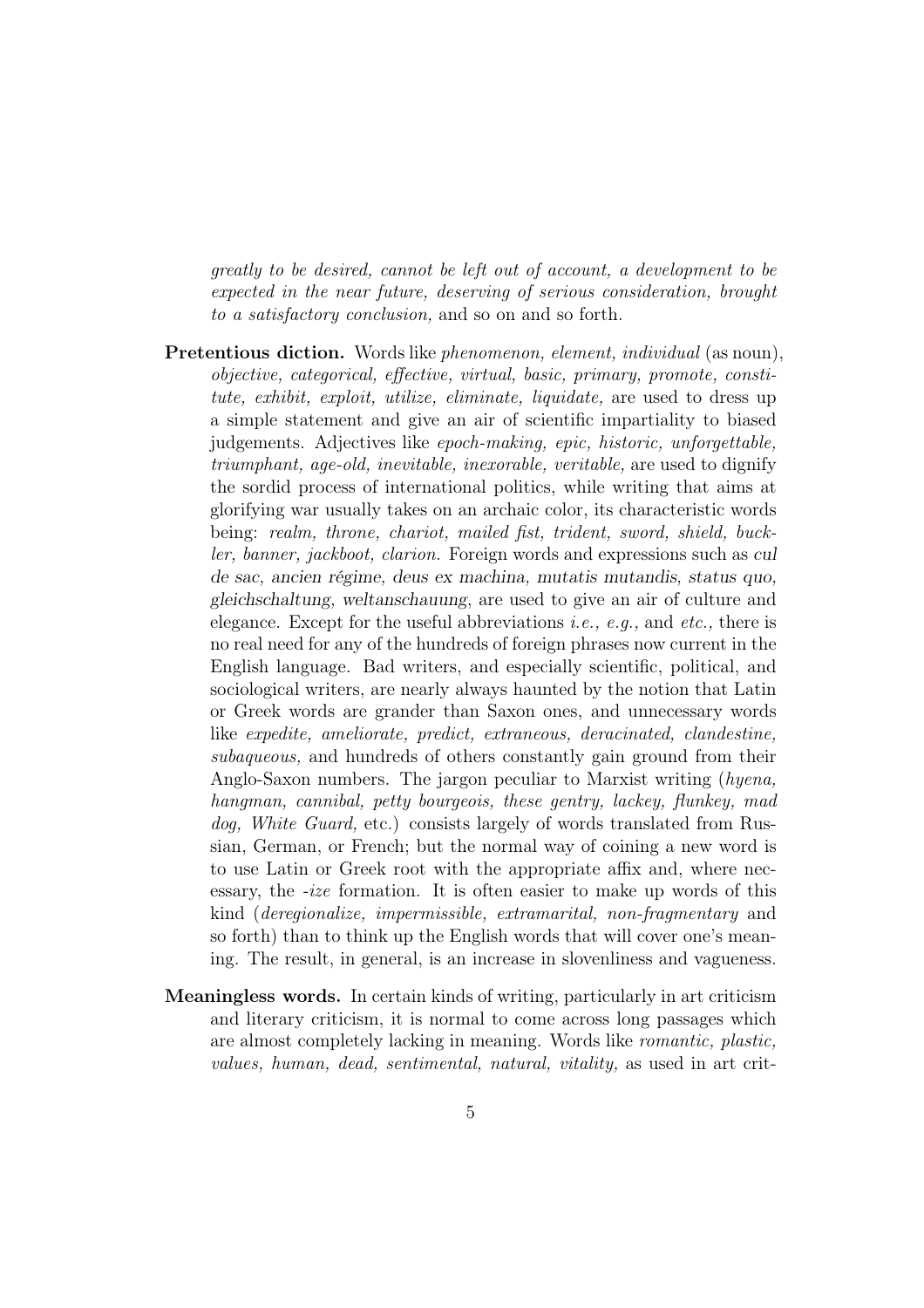*greatly to be desired, cannot be left out of account, a development to be expected in the near future, deserving of serious consideration, brought to a satisfactory conclusion,* and so on and so forth.

**Pretentious diction.** Words like *phenomenon, element, individual* (as noun), *objective, categorical, effective, virtual, basic, primary, promote, constitute, exhibit, exploit, utilize, eliminate, liquidate,* are used to dress up a simple statement and give an air of scientific impartiality to biased judgements. Adjectives like *epoch-making, epic, historic, unforgettable, triumphant, age-old, inevitable, inexorable, veritable,* are used to dignify the sordid process of international politics, while writing that aims at glorifying war usually takes on an archaic color, its characteristic words being: *realm, throne, chariot, mailed fist, trident, sword, shield, buckler, banner, jackboot, clarion.* Foreign words and expressions such as *cul de sac, ancien régime, deus ex machina, mutatis mutandis, status quo, gleichschaltung, weltanschauung*, are used to give an air of culture and elegance. Except for the useful abbreviations *i.e., e.g.,* and *etc.,* there is no real need for any of the hundreds of foreign phrases now current in the English language. Bad writers, and especially scientific, political, and sociological writers, are nearly always haunted by the notion that Latin or Greek words are grander than Saxon ones, and unnecessary words like *expedite, ameliorate, predict, extraneous, deracinated, clandestine, subaqueous,* and hundreds of others constantly gain ground from their Anglo-Saxon numbers. The jargon peculiar to Marxist writing (*hyena, hangman, cannibal, petty bourgeois, these gentry, lackey, flunkey, mad dog, White Guard,* etc.) consists largely of words translated from Russian, German, or French; but the normal way of coining a new word is to use Latin or Greek root with the appropriate affix and, where necessary, the *-ize* formation. It is often easier to make up words of this kind (*deregionalize, impermissible, extramarital, non-fragmentary* and so forth) than to think up the English words that will cover one's meaning. The result, in general, is an increase in slovenliness and vagueness.

**Meaningless words.** In certain kinds of writing, particularly in art criticism and literary criticism, it is normal to come across long passages which are almost completely lacking in meaning. Words like *romantic, plastic, values, human, dead, sentimental, natural, vitality,* as used in art crit-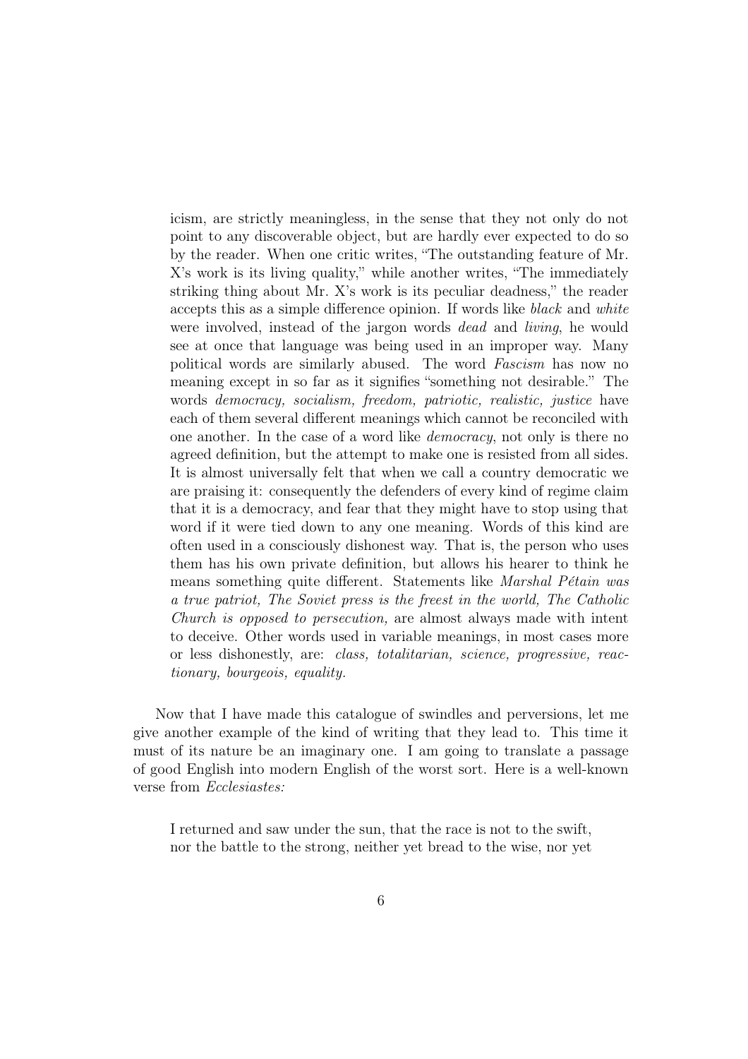icism, are strictly meaningless, in the sense that they not only do not point to any discoverable object, but are hardly ever expected to do so by the reader. When one critic writes, "The outstanding feature of Mr. X's work is its living quality," while another writes, "The immediately striking thing about Mr. X's work is its peculiar deadness," the reader accepts this as a simple difference opinion. If words like *black* and *white* were involved, instead of the jargon words *dead* and *living*, he would see at once that language was being used in an improper way. Many political words are similarly abused. The word *Fascism* has now no meaning except in so far as it signifies "something not desirable." The words *democracy, socialism, freedom, patriotic, realistic, justice* have each of them several different meanings which cannot be reconciled with one another. In the case of a word like *democracy*, not only is there no agreed definition, but the attempt to make one is resisted from all sides. It is almost universally felt that when we call a country democratic we are praising it: consequently the defenders of every kind of regime claim that it is a democracy, and fear that they might have to stop using that word if it were tied down to any one meaning. Words of this kind are often used in a consciously dishonest way. That is, the person who uses them has his own private definition, but allows his hearer to think he means something quite different. Statements like *Marshal Pétain was a true patriot, The Soviet press is the freest in the world, The Catholic Church is opposed to persecution,* are almost always made with intent to deceive. Other words used in variable meanings, in most cases more or less dishonestly, are: *class, totalitarian, science, progressive, reactionary, bourgeois, equality.*

Now that I have made this catalogue of swindles and perversions, let me give another example of the kind of writing that they lead to. This time it must of its nature be an imaginary one. I am going to translate a passage of good English into modern English of the worst sort. Here is a well-known verse from *Ecclesiastes:*

> I returned and saw under the sun, that the race is not to the swift, nor the battle to the strong, neither yet bread to the wise, nor yet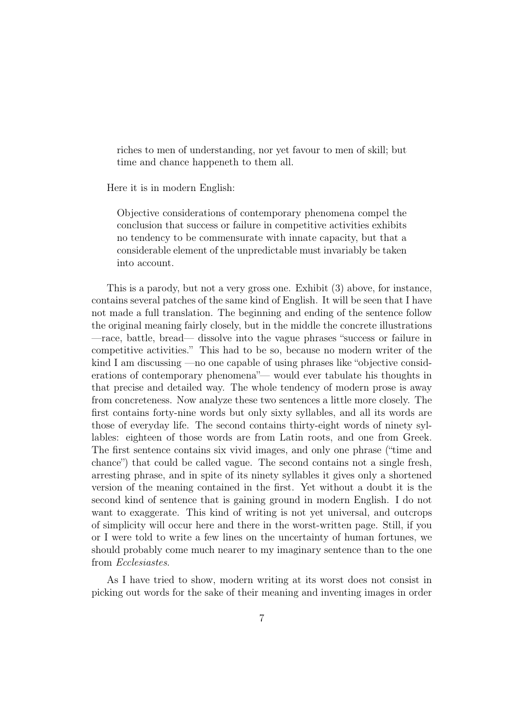> riches to men of understanding, nor yet favour to men of skill; but time and chance happeneth to them all.

Here it is in modern English:

> Objective considerations of contemporary phenomena compel the conclusion that success or failure in competitive activities exhibits no tendency to be commensurate with innate capacity, but that a considerable element of the unpredictable must invariably be taken into account.

This is a parody, but not a very gross one. Exhibit (3) above, for instance, contains several patches of the same kind of English. It will be seen that I have not made a full translation. The beginning and ending of the sentence follow the original meaning fairly closely, but in the middle the concrete illustrations —race, battle, bread— dissolve into the vague phrases "success or failure in competitive activities." This had to be so, because no modern writer of the kind I am discussing —no one capable of using phrases like "objective considerations of contemporary phenomena"— would ever tabulate his thoughts in that precise and detailed way. The whole tendency of modern prose is away from concreteness. Now analyze these two sentences a little more closely. The first contains forty-nine words but only sixty syllables, and all its words are those of everyday life. The second contains thirty-eight words of ninety syllables: eighteen of those words are from Latin roots, and one from Greek. The first sentence contains six vivid images, and only one phrase ("time and chance") that could be called vague. The second contains not a single fresh, arresting phrase, and in spite of its ninety syllables it gives only a shortened version of the meaning contained in the first. Yet without a doubt it is the second kind of sentence that is gaining ground in modern English. I do not want to exaggerate. This kind of writing is not yet universal, and outcrops of simplicity will occur here and there in the worst-written page. Still, if you or I were told to write a few lines on the uncertainty of human fortunes, we should probably come much nearer to my imaginary sentence than to the one from *Ecclesiastes*.

As I have tried to show, modern writing at its worst does not consist in picking out words for the sake of their meaning and inventing images in order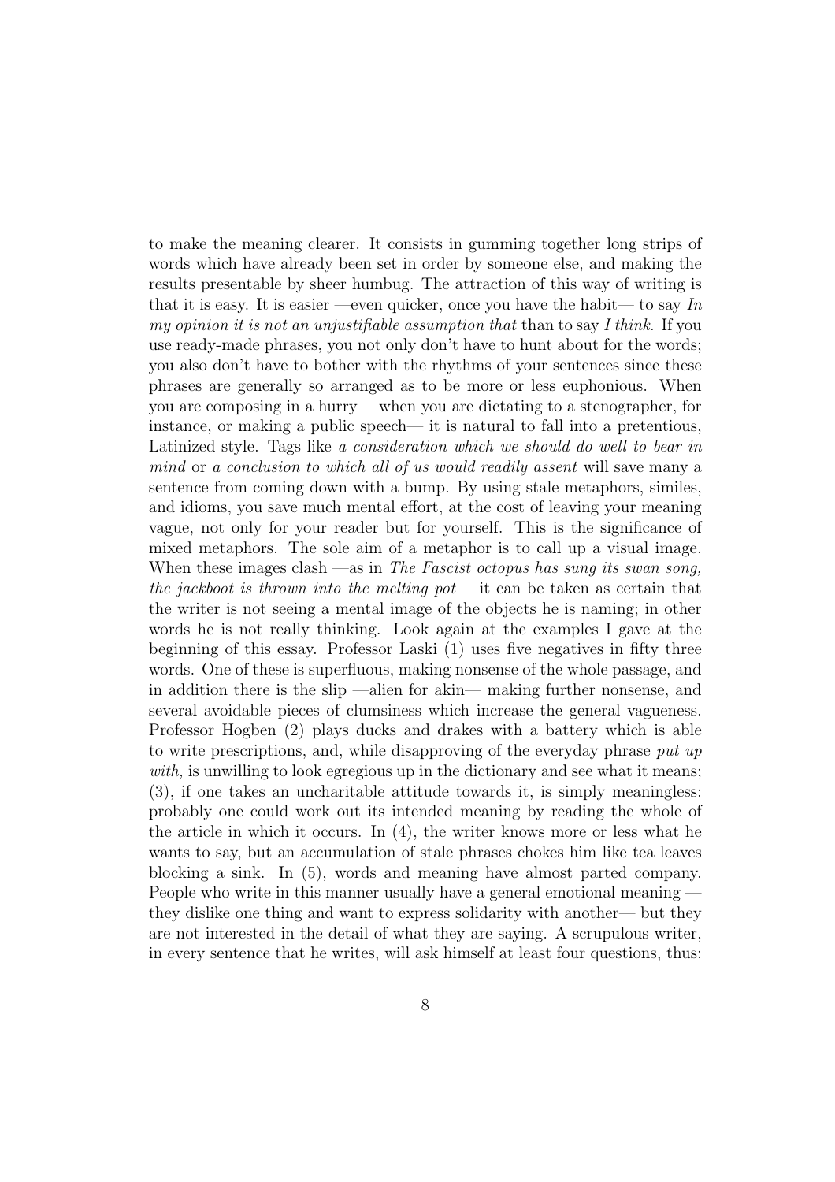to make the meaning clearer. It consists in gumming together long strips of words which have already been set in order by someone else, and making the results presentable by sheer humbug. The attraction of this way of writing is that it is easy. It is easier —even quicker, once you have the habit— to say *In my opinion it is not an unjustifiable assumption that* than to say *I think.* If you use ready-made phrases, you not only don't have to hunt about for the words; you also don't have to bother with the rhythms of your sentences since these phrases are generally so arranged as to be more or less euphonious. When you are composing in a hurry —when you are dictating to a stenographer, for instance, or making a public speech— it is natural to fall into a pretentious, Latinized style. Tags like *a consideration which we should do well to bear in mind* or *a conclusion to which all of us would readily assent* will save many a sentence from coming down with a bump. By using stale metaphors, similes, and idioms, you save much mental effort, at the cost of leaving your meaning vague, not only for your reader but for yourself. This is the significance of mixed metaphors. The sole aim of a metaphor is to call up a visual image. When these images clash —as in *The Fascist octopus has sung its swan song, the jackboot is thrown into the melting pot*— it can be taken as certain that the writer is not seeing a mental image of the objects he is naming; in other words he is not really thinking. Look again at the examples I gave at the beginning of this essay. Professor Laski (1) uses five negatives in fifty three words. One of these is superfluous, making nonsense of the whole passage, and in addition there is the slip —alien for akin— making further nonsense, and several avoidable pieces of clumsiness which increase the general vagueness. Professor Hogben (2) plays ducks and drakes with a battery which is able to write prescriptions, and, while disapproving of the everyday phrase *put up with,* is unwilling to look egregious up in the dictionary and see what it means; (3), if one takes an uncharitable attitude towards it, is simply meaningless: probably one could work out its intended meaning by reading the whole of the article in which it occurs. In (4), the writer knows more or less what he wants to say, but an accumulation of stale phrases chokes him like tea leaves blocking a sink. In (5), words and meaning have almost parted company. People who write in this manner usually have a general emotional meaning — they dislike one thing and want to express solidarity with another— but they are not interested in the detail of what they are saying. A scrupulous writer, in every sentence that he writes, will ask himself at least four questions, thus: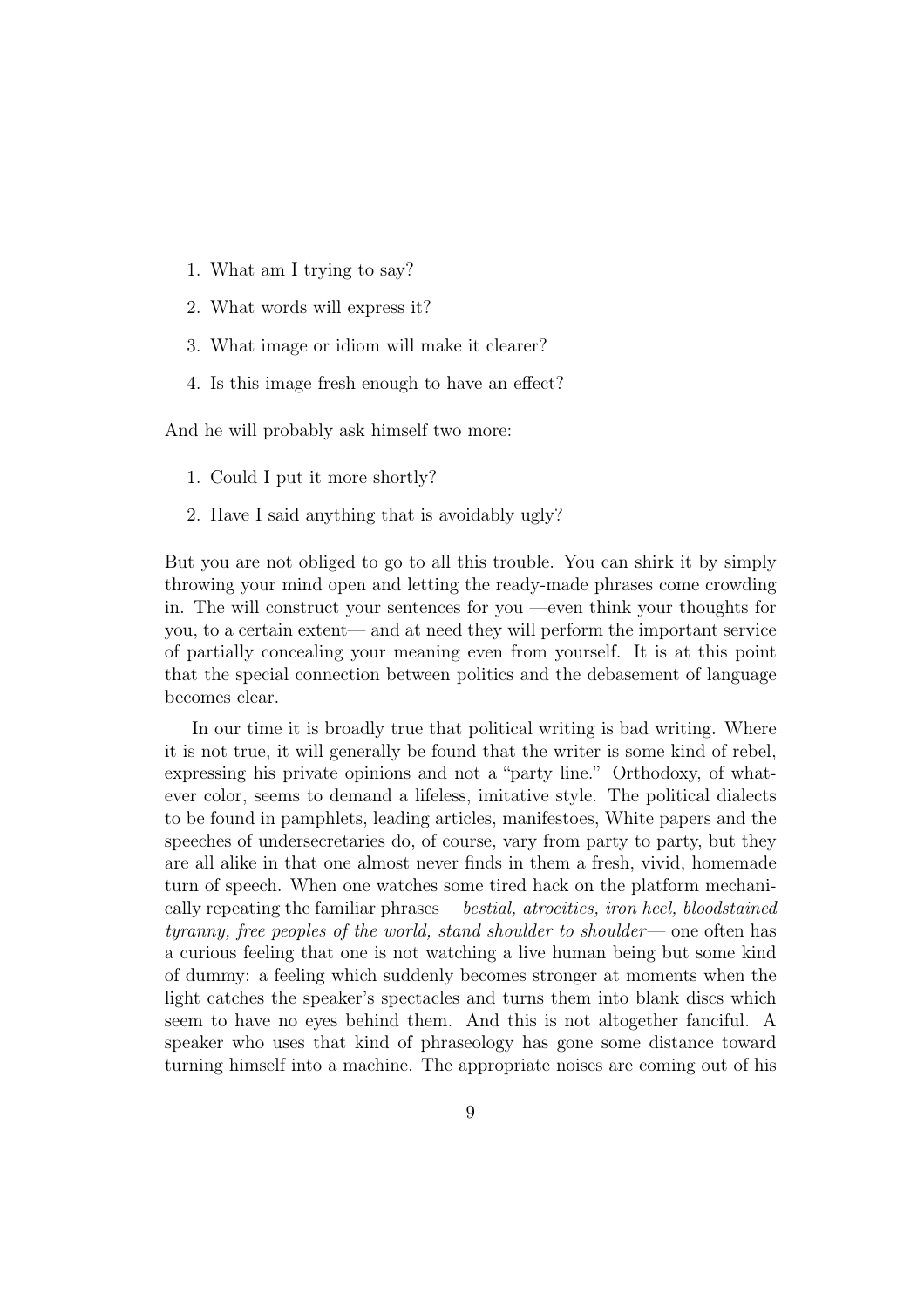1. What am I trying to say?
2. What words will express it?
3. What image or idiom will make it clearer?
4. Is this image fresh enough to have an effect?

And he will probably ask himself two more:

1. Could I put it more shortly?
2. Have I said anything that is avoidably ugly?

But you are not obliged to go to all this trouble. You can shirk it by simply throwing your mind open and letting the ready-made phrases come crowding in. The will construct your sentences for you —even think your thoughts for you, to a certain extent— and at need they will perform the important service of partially concealing your meaning even from yourself. It is at this point that the special connection between politics and the debasement of language becomes clear.

In our time it is broadly true that political writing is bad writing. Where it is not true, it will generally be found that the writer is some kind of rebel, expressing his private opinions and not a "party line." Orthodoxy, of whatever color, seems to demand a lifeless, imitative style. The political dialects to be found in pamphlets, leading articles, manifestoes, White papers and the speeches of undersecretaries do, of course, vary from party to party, but they are all alike in that one almost never finds in them a fresh, vivid, homemade turn of speech. When one watches some tired hack on the platform mechanically repeating the familiar phrases —*bestial, atrocities, iron heel, bloodstained tyranny, free peoples of the world, stand shoulder to shoulder*— one often has a curious feeling that one is not watching a live human being but some kind of dummy: a feeling which suddenly becomes stronger at moments when the light catches the speaker's spectacles and turns them into blank discs which seem to have no eyes behind them. And this is not altogether fanciful. A speaker who uses that kind of phraseology has gone some distance toward turning himself into a machine. The appropriate noises are coming out of his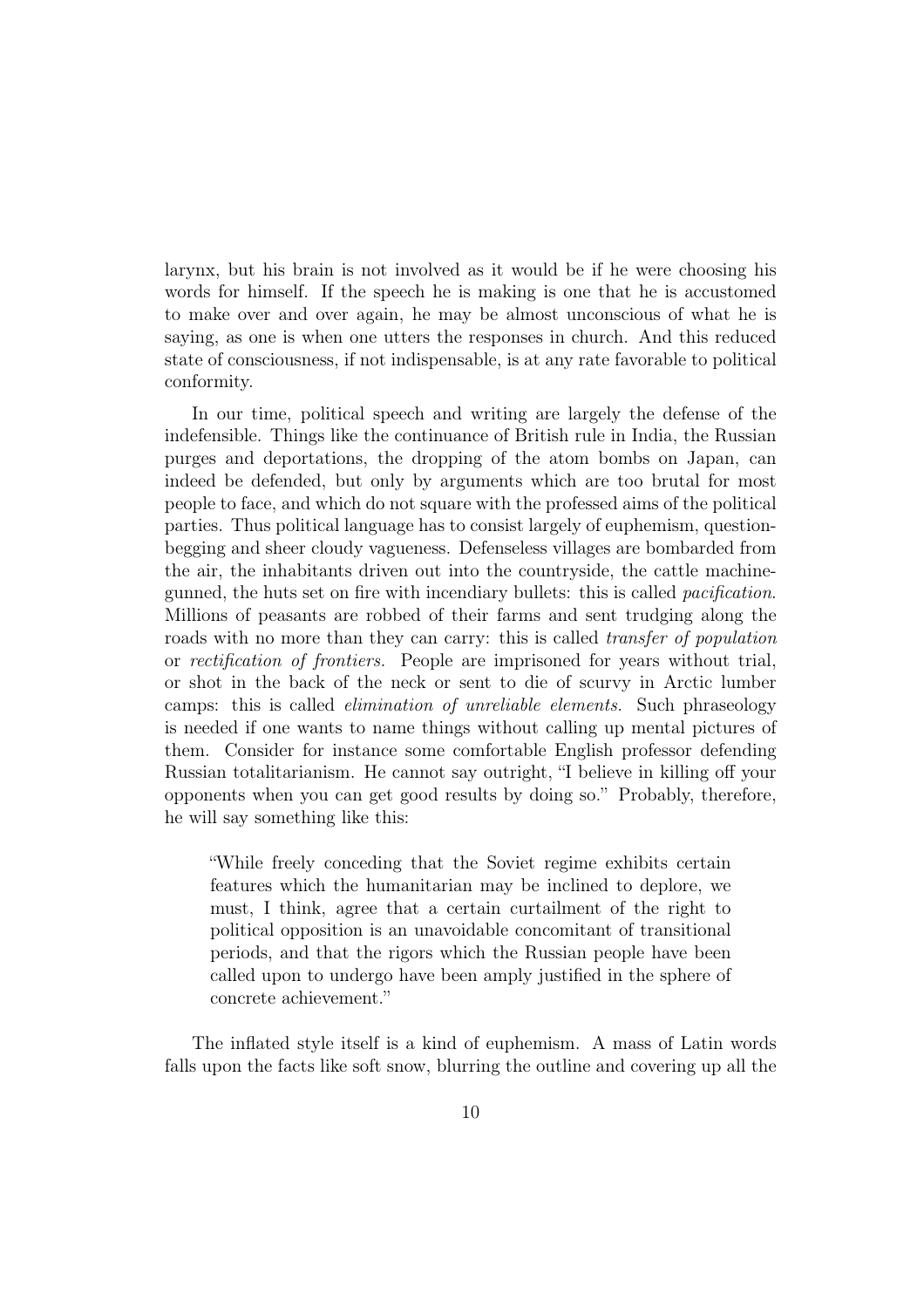larynx, but his brain is not involved as it would be if he were choosing his words for himself. If the speech he is making is one that he is accustomed to make over and over again, he may be almost unconscious of what he is saying, as one is when one utters the responses in church. And this reduced state of consciousness, if not indispensable, is at any rate favorable to political conformity.

In our time, political speech and writing are largely the defense of the indefensible. Things like the continuance of British rule in India, the Russian purges and deportations, the dropping of the atom bombs on Japan, can indeed be defended, but only by arguments which are too brutal for most people to face, and which do not square with the professed aims of the political parties. Thus political language has to consist largely of euphemism, question-begging and sheer cloudy vagueness. Defenseless villages are bombarded from the air, the inhabitants driven out into the countryside, the cattle machine-gunned, the huts set on fire with incendiary bullets: this is called *pacification*. Millions of peasants are robbed of their farms and sent trudging along the roads with no more than they can carry: this is called *transfer of population* or *rectification of frontiers.* People are imprisoned for years without trial, or shot in the back of the neck or sent to die of scurvy in Arctic lumber camps: this is called *elimination of unreliable elements.* Such phraseology is needed if one wants to name things without calling up mental pictures of them. Consider for instance some comfortable English professor defending Russian totalitarianism. He cannot say outright, "I believe in killing off your opponents when you can get good results by doing so." Probably, therefore, he will say something like this:

> "While freely conceding that the Soviet regime exhibits certain features which the humanitarian may be inclined to deplore, we must, I think, agree that a certain curtailment of the right to political opposition is an unavoidable concomitant of transitional periods, and that the rigors which the Russian people have been called upon to undergo have been amply justified in the sphere of concrete achievement."

The inflated style itself is a kind of euphemism. A mass of Latin words falls upon the facts like soft snow, blurring the outline and covering up all the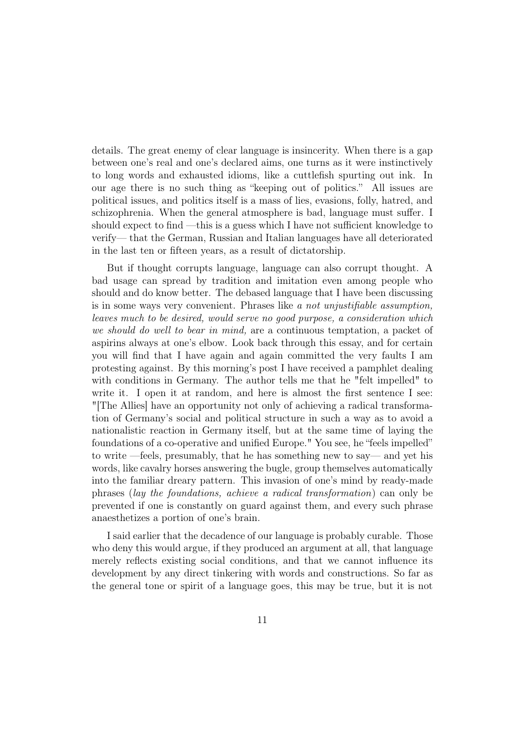details. The great enemy of clear language is insincerity. When there is a gap between one's real and one's declared aims, one turns as it were instinctively to long words and exhausted idioms, like a cuttlefish spurting out ink. In our age there is no such thing as "keeping out of politics." All issues are political issues, and politics itself is a mass of lies, evasions, folly, hatred, and schizophrenia. When the general atmosphere is bad, language must suffer. I should expect to find —this is a guess which I have not sufficient knowledge to verify— that the German, Russian and Italian languages have all deteriorated in the last ten or fifteen years, as a result of dictatorship.

But if thought corrupts language, language can also corrupt thought. A bad usage can spread by tradition and imitation even among people who should and do know better. The debased language that I have been discussing is in some ways very convenient. Phrases like *a not unjustifiable assumption, leaves much to be desired, would serve no good purpose, a consideration which we should do well to bear in mind,* are a continuous temptation, a packet of aspirins always at one's elbow. Look back through this essay, and for certain you will find that I have again and again committed the very faults I am protesting against. By this morning's post I have received a pamphlet dealing with conditions in Germany. The author tells me that he "felt impelled" to write it. I open it at random, and here is almost the first sentence I see: "[The Allies] have an opportunity not only of achieving a radical transformation of Germany's social and political structure in such a way as to avoid a nationalistic reaction in Germany itself, but at the same time of laying the foundations of a co-operative and unified Europe." You see, he "feels impelled" to write —feels, presumably, that he has something new to say— and yet his words, like cavalry horses answering the bugle, group themselves automatically into the familiar dreary pattern. This invasion of one's mind by ready-made phrases (*lay the foundations, achieve a radical transformation*) can only be prevented if one is constantly on guard against them, and every such phrase anaesthetizes a portion of one's brain.

I said earlier that the decadence of our language is probably curable. Those who deny this would argue, if they produced an argument at all, that language merely reflects existing social conditions, and that we cannot influence its development by any direct tinkering with words and constructions. So far as the general tone or spirit of a language goes, this may be true, but it is not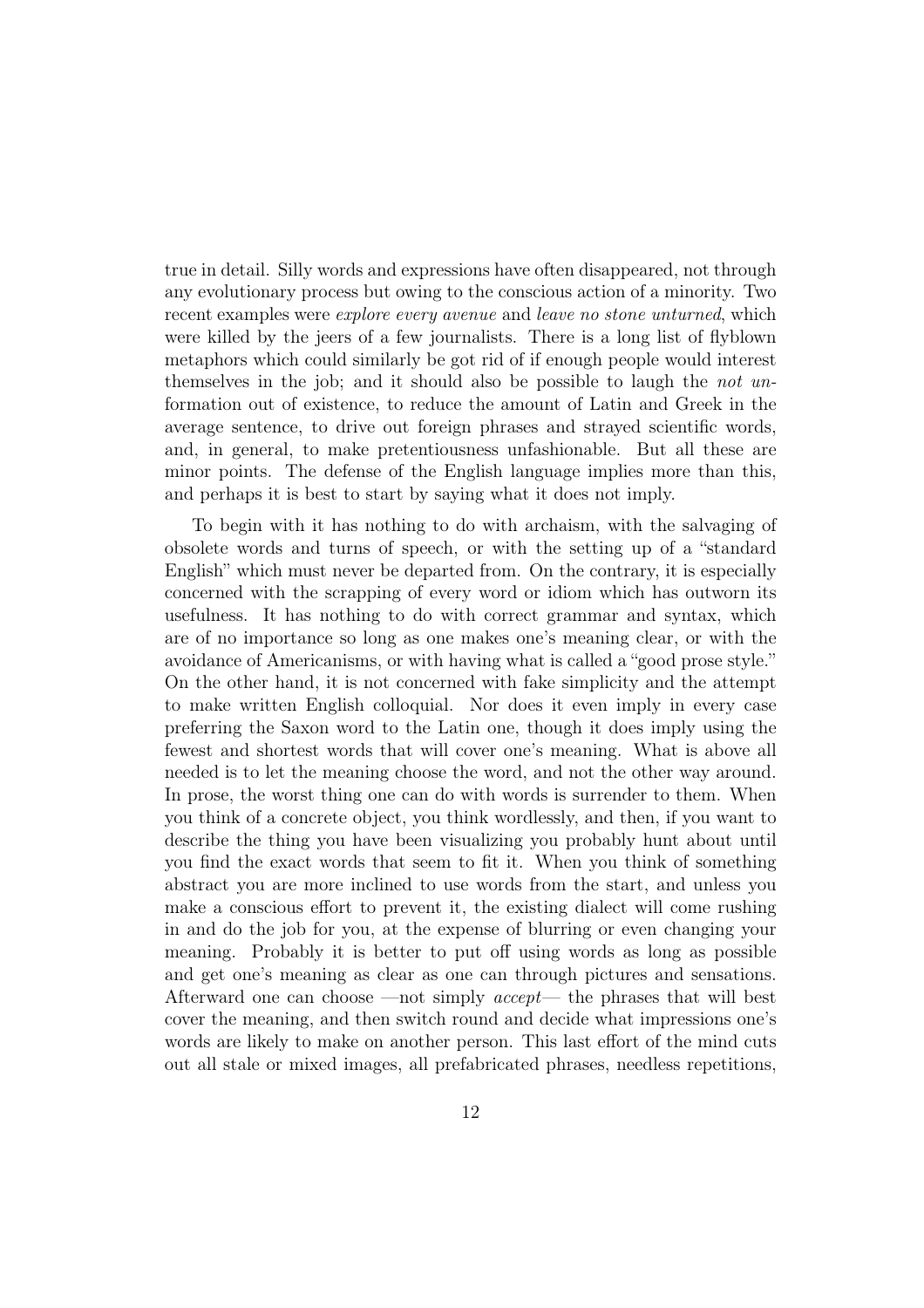true in detail. Silly words and expressions have often disappeared, not through any evolutionary process but owing to the conscious action of a minority. Two recent examples were *explore every avenue* and *leave no stone unturned*, which were killed by the jeers of a few journalists. There is a long list of flyblown metaphors which could similarly be got rid of if enough people would interest themselves in the job; and it should also be possible to laugh the *not un-* formation out of existence, to reduce the amount of Latin and Greek in the average sentence, to drive out foreign phrases and strayed scientific words, and, in general, to make pretentiousness unfashionable. But all these are minor points. The defense of the English language implies more than this, and perhaps it is best to start by saying what it does not imply.

To begin with it has nothing to do with archaism, with the salvaging of obsolete words and turns of speech, or with the setting up of a "standard English" which must never be departed from. On the contrary, it is especially concerned with the scrapping of every word or idiom which has outworn its usefulness. It has nothing to do with correct grammar and syntax, which are of no importance so long as one makes one's meaning clear, or with the avoidance of Americanisms, or with having what is called a "good prose style." On the other hand, it is not concerned with fake simplicity and the attempt to make written English colloquial. Nor does it even imply in every case preferring the Saxon word to the Latin one, though it does imply using the fewest and shortest words that will cover one's meaning. What is above all needed is to let the meaning choose the word, and not the other way around. In prose, the worst thing one can do with words is surrender to them. When you think of a concrete object, you think wordlessly, and then, if you want to describe the thing you have been visualizing you probably hunt about until you find the exact words that seem to fit it. When you think of something abstract you are more inclined to use words from the start, and unless you make a conscious effort to prevent it, the existing dialect will come rushing in and do the job for you, at the expense of blurring or even changing your meaning. Probably it is better to put off using words as long as possible and get one's meaning as clear as one can through pictures and sensations. Afterward one can choose —not simply *accept*— the phrases that will best cover the meaning, and then switch round and decide what impressions one's words are likely to make on another person. This last effort of the mind cuts out all stale or mixed images, all prefabricated phrases, needless repetitions,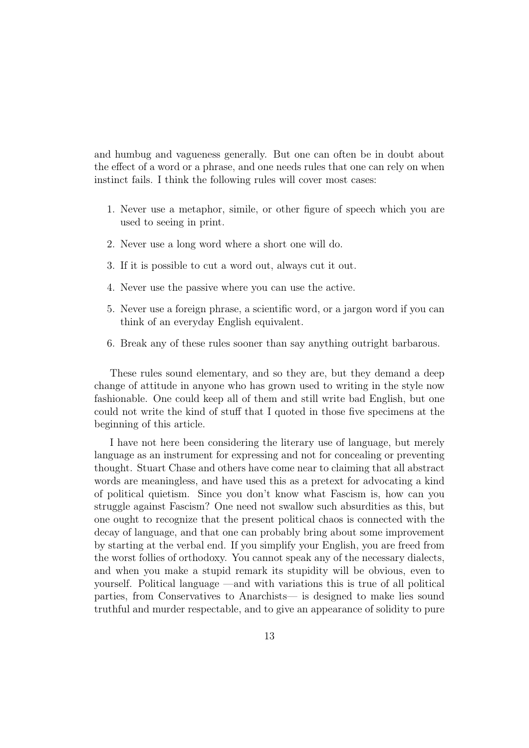and humbug and vagueness generally. But one can often be in doubt about the effect of a word or a phrase, and one needs rules that one can rely on when instinct fails. I think the following rules will cover most cases:

1. Never use a metaphor, simile, or other figure of speech which you are used to seeing in print.
2. Never use a long word where a short one will do.
3. If it is possible to cut a word out, always cut it out.
4. Never use the passive where you can use the active.
5. Never use a foreign phrase, a scientific word, or a jargon word if you can think of an everyday English equivalent.
6. Break any of these rules sooner than say anything outright barbarous.

These rules sound elementary, and so they are, but they demand a deep change of attitude in anyone who has grown used to writing in the style now fashionable. One could keep all of them and still write bad English, but one could not write the kind of stuff that I quoted in those five specimens at the beginning of this article.

I have not here been considering the literary use of language, but merely language as an instrument for expressing and not for concealing or preventing thought. Stuart Chase and others have come near to claiming that all abstract words are meaningless, and have used this as a pretext for advocating a kind of political quietism. Since you don't know what Fascism is, how can you struggle against Fascism? One need not swallow such absurdities as this, but one ought to recognize that the present political chaos is connected with the decay of language, and that one can probably bring about some improvement by starting at the verbal end. If you simplify your English, you are freed from the worst follies of orthodoxy. You cannot speak any of the necessary dialects, and when you make a stupid remark its stupidity will be obvious, even to yourself. Political language —and with variations this is true of all political parties, from Conservatives to Anarchists— is designed to make lies sound truthful and murder respectable, and to give an appearance of solidity to pure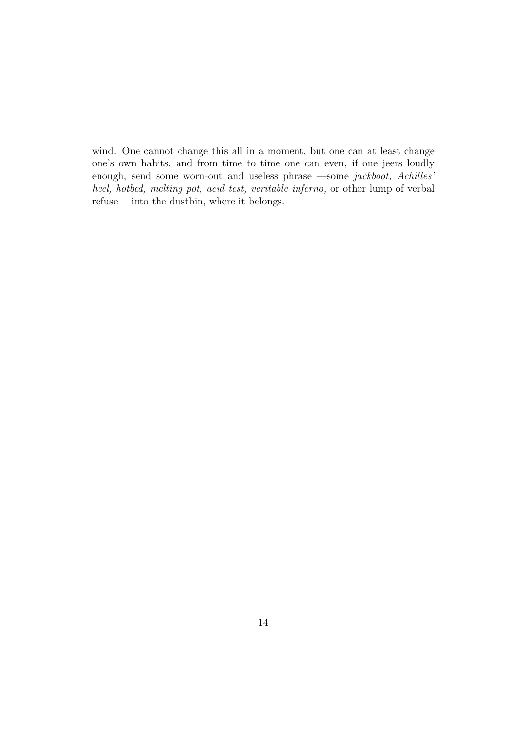wind. One cannot change this all in a moment, but one can at least change one's own habits, and from time to time one can even, if one jeers loudly enough, send some worn-out and useless phrase —some *jackboot, Achilles' heel, hotbed, melting pot, acid test, veritable inferno,* or other lump of verbal refuse— into the dustbin, where it belongs.